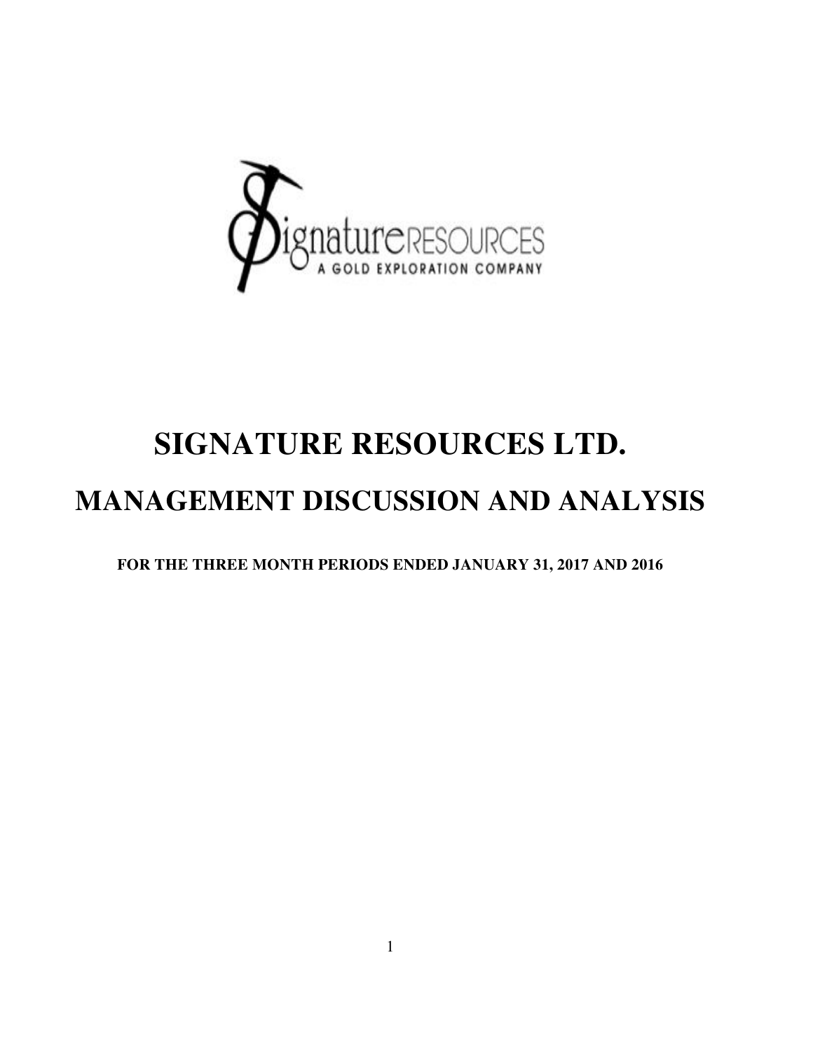# SIGNATURE RESOURCES LTD.

# MANAGEMENT DISCUSSION AND ANALYSIS

**FOR THE THREE MONTH PERIODS ENDED JANUARY 31, 2017 AND 2016**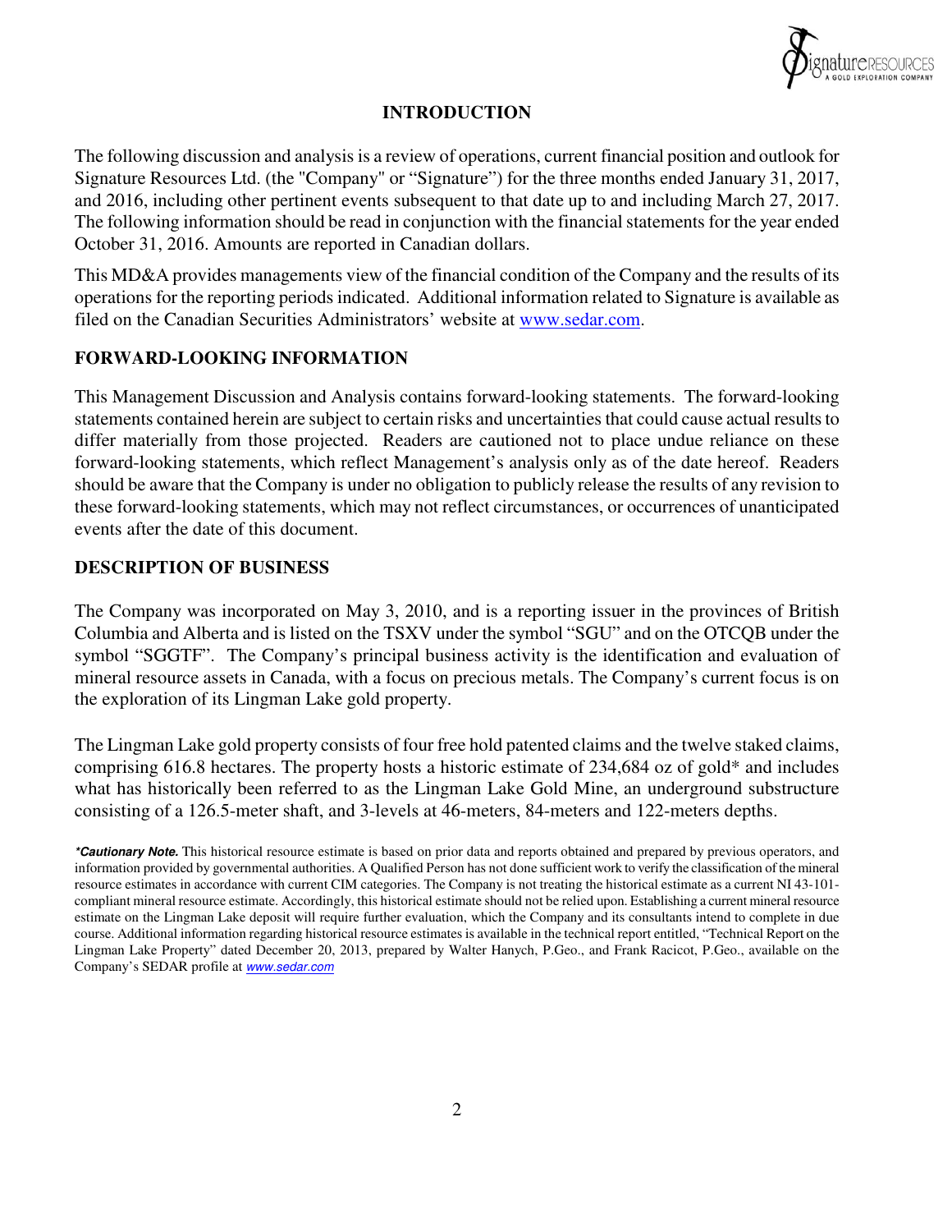## INTRODUCTION

The following discussion and analysis is a review of operations, current financial position and outlook for Signature Resources Ltd. (the "Company" or "Signature") for the three months ended January 31, 2017, and 2016, including other pertinent events subsequent to that date up to and including March 27, 2017. The following information should be read in conjunction with the financial statements for the year ended October 31, 2016. Amounts are reported in Canadian dollars.

This MD&A provides managements view of the financial condition of the Company and the results of its operations for the reporting periods indicated. Additional information related to Signature is available as filed on the Canadian Securities Administrators' website at www.sedar.com.

## FORWARD-LOOKING INFORMATION

This Management Discussion and Analysis contains forward-looking statements. The forward-looking statements contained herein are subject to certain risks and uncertainties that could cause actual results to differ materially from those projected. Readers are cautioned not to place undue reliance on these forward-looking statements, which reflect Management's analysis only as of the date hereof. Readers should be aware that the Company is under no obligation to publicly release the results of any revision to these forward-looking statements, which may not reflect circumstances, or occurrences of unanticipated events after the date of this document.

## DESCRIPTION OF BUSINESS

The Company was incorporated on May 3, 2010, and is a reporting issuer in the provinces of British Columbia and Alberta and is listed on the TSXV under the symbol "SGU" and on the OTCQB under the symbol "SGGTF". The Company's principal business activity is the identification and evaluation of mineral resource assets in Canada, with a focus on precious metals. The Company's current focus is on the exploration of its Lingman Lake gold property.

The Lingman Lake gold property consists of four free hold patented claims and the twelve staked claims, comprising 616.8 hectares. The property hosts a historic estimate of 234,684 oz of gold* and includes what has historically been referred to as the Lingman Lake Gold Mine, an underground substructure consisting of a 126.5-meter shaft, and 3-levels at 46-meters, 84-meters and 122-meters depths.

***Cautionary Note.*** This historical resource estimate is based on prior data and reports obtained and prepared by previous operators, and information provided by governmental authorities. A Qualified Person has not done sufficient work to verify the classification of the mineral resource estimates in accordance with current CIM categories. The Company is not treating the historical estimate as a current NI 43-101-compliant mineral resource estimate. Accordingly, this historical estimate should not be relied upon. Establishing a current mineral resource estimate on the Lingman Lake deposit will require further evaluation, which the Company and its consultants intend to complete in due course. Additional information regarding historical resource estimates is available in the technical report entitled, "Technical Report on the Lingman Lake Property" dated December 20, 2013, prepared by Walter Hanych, P.Geo., and Frank Racicot, P.Geo., available on the Company's SEDAR profile at *www.sedar.com*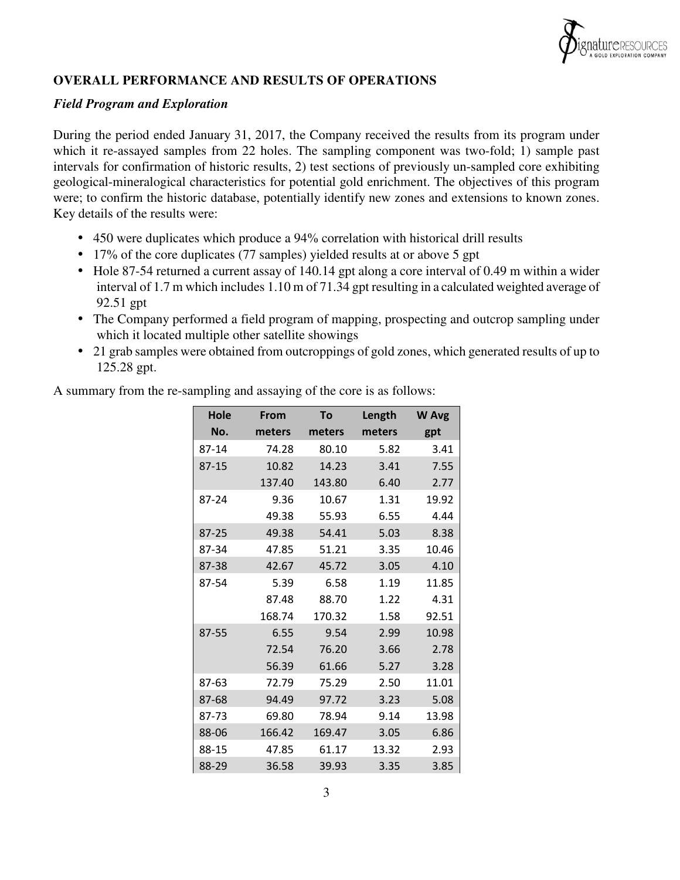## OVERALL PERFORMANCE AND RESULTS OF OPERATIONS

### *Field Program and Exploration*

During the period ended January 31, 2017, the Company received the results from its program under which it re-assayed samples from 22 holes. The sampling component was two-fold; 1) sample past intervals for confirmation of historic results, 2) test sections of previously un-sampled core exhibiting geological-mineralogical characteristics for potential gold enrichment. The objectives of this program were; to confirm the historic database, potentially identify new zones and extensions to known zones. Key details of the results were:

- 450 were duplicates which produce a 94% correlation with historical drill results
- 17% of the core duplicates (77 samples) yielded results at or above 5 gpt
- Hole 87-54 returned a current assay of 140.14 gpt along a core interval of 0.49 m within a wider interval of 1.7 m which includes 1.10 m of 71.34 gpt resulting in a calculated weighted average of 92.51 gpt
- The Company performed a field program of mapping, prospecting and outcrop sampling under which it located multiple other satellite showings
- 21 grab samples were obtained from outcroppings of gold zones, which generated results of up to 125.28 gpt.

A summary from the re-sampling and assaying of the core is as follows:

| Hole No. | From meters | To meters | Length meters | W Avg gpt |
|---|---|---|---|---|
| 87-14 | 74.28 | 80.10 | 5.82 | 3.41 |
| 87-15 | 10.82 | 14.23 | 3.41 | 7.55 |
| | 137.40 | 143.80 | 6.40 | 2.77 |
| 87-24 | 9.36 | 10.67 | 1.31 | 19.92 |
| | 49.38 | 55.93 | 6.55 | 4.44 |
| 87-25 | 49.38 | 54.41 | 5.03 | 8.38 |
| 87-34 | 47.85 | 51.21 | 3.35 | 10.46 |
| 87-38 | 42.67 | 45.72 | 3.05 | 4.10 |
| 87-54 | 5.39 | 6.58 | 1.19 | 11.85 |
| | 87.48 | 88.70 | 1.22 | 4.31 |
| | 168.74 | 170.32 | 1.58 | 92.51 |
| 87-55 | 6.55 | 9.54 | 2.99 | 10.98 |
| | 72.54 | 76.20 | 3.66 | 2.78 |
| | 56.39 | 61.66 | 5.27 | 3.28 |
| 87-63 | 72.79 | 75.29 | 2.50 | 11.01 |
| 87-68 | 94.49 | 97.72 | 3.23 | 5.08 |
| 87-73 | 69.80 | 78.94 | 9.14 | 13.98 |
| 88-06 | 166.42 | 169.47 | 3.05 | 6.86 |
| 88-15 | 47.85 | 61.17 | 13.32 | 2.93 |
| 88-29 | 36.58 | 39.93 | 3.35 | 3.85 |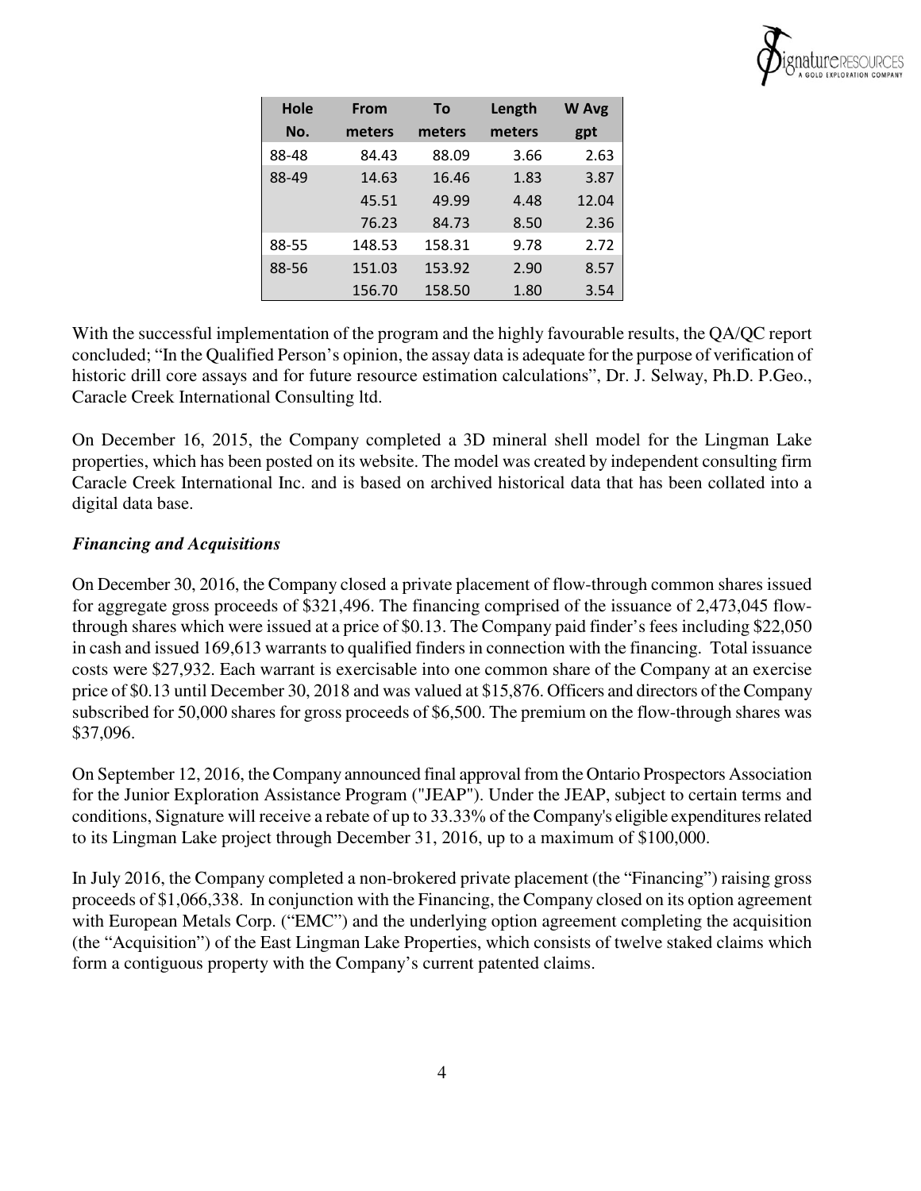| Hole No. | From meters | To meters | Length meters | W Avg gpt |
|---|---|---|---|---|
| 88-48 | 84.43 | 88.09 | 3.66 | 2.63 |
| 88-49 | 14.63 | 16.46 | 1.83 | 3.87 |
| | 45.51 | 49.99 | 4.48 | 12.04 |
| | 76.23 | 84.73 | 8.50 | 2.36 |
| 88-55 | 148.53 | 158.31 | 9.78 | 2.72 |
| 88-56 | 151.03 | 153.92 | 2.90 | 8.57 |
| | 156.70 | 158.50 | 1.80 | 3.54 |

With the successful implementation of the program and the highly favourable results, the QA/QC report concluded; "In the Qualified Person's opinion, the assay data is adequate for the purpose of verification of historic drill core assays and for future resource estimation calculations", Dr. J. Selway, Ph.D. P.Geo., Caracle Creek International Consulting ltd.

On December 16, 2015, the Company completed a 3D mineral shell model for the Lingman Lake properties, which has been posted on its website. The model was created by independent consulting firm Caracle Creek International Inc. and is based on archived historical data that has been collated into a digital data base.

***Financing and Acquisitions***

On December 30, 2016, the Company closed a private placement of flow-through common shares issued for aggregate gross proceeds of $321,496. The financing comprised of the issuance of 2,473,045 flow-through shares which were issued at a price of $0.13. The Company paid finder's fees including $22,050 in cash and issued 169,613 warrants to qualified finders in connection with the financing. Total issuance costs were $27,932. Each warrant is exercisable into one common share of the Company at an exercise price of $0.13 until December 30, 2018 and was valued at $15,876. Officers and directors of the Company subscribed for 50,000 shares for gross proceeds of $6,500. The premium on the flow-through shares was $37,096.

On September 12, 2016, the Company announced final approval from the Ontario Prospectors Association for the Junior Exploration Assistance Program ("JEAP"). Under the JEAP, subject to certain terms and conditions, Signature will receive a rebate of up to 33.33% of the Company's eligible expenditures related to its Lingman Lake project through December 31, 2016, up to a maximum of $100,000.

In July 2016, the Company completed a non-brokered private placement (the "Financing") raising gross proceeds of $1,066,338. In conjunction with the Financing, the Company closed on its option agreement with European Metals Corp. ("EMC") and the underlying option agreement completing the acquisition (the "Acquisition") of the East Lingman Lake Properties, which consists of twelve staked claims which form a contiguous property with the Company's current patented claims.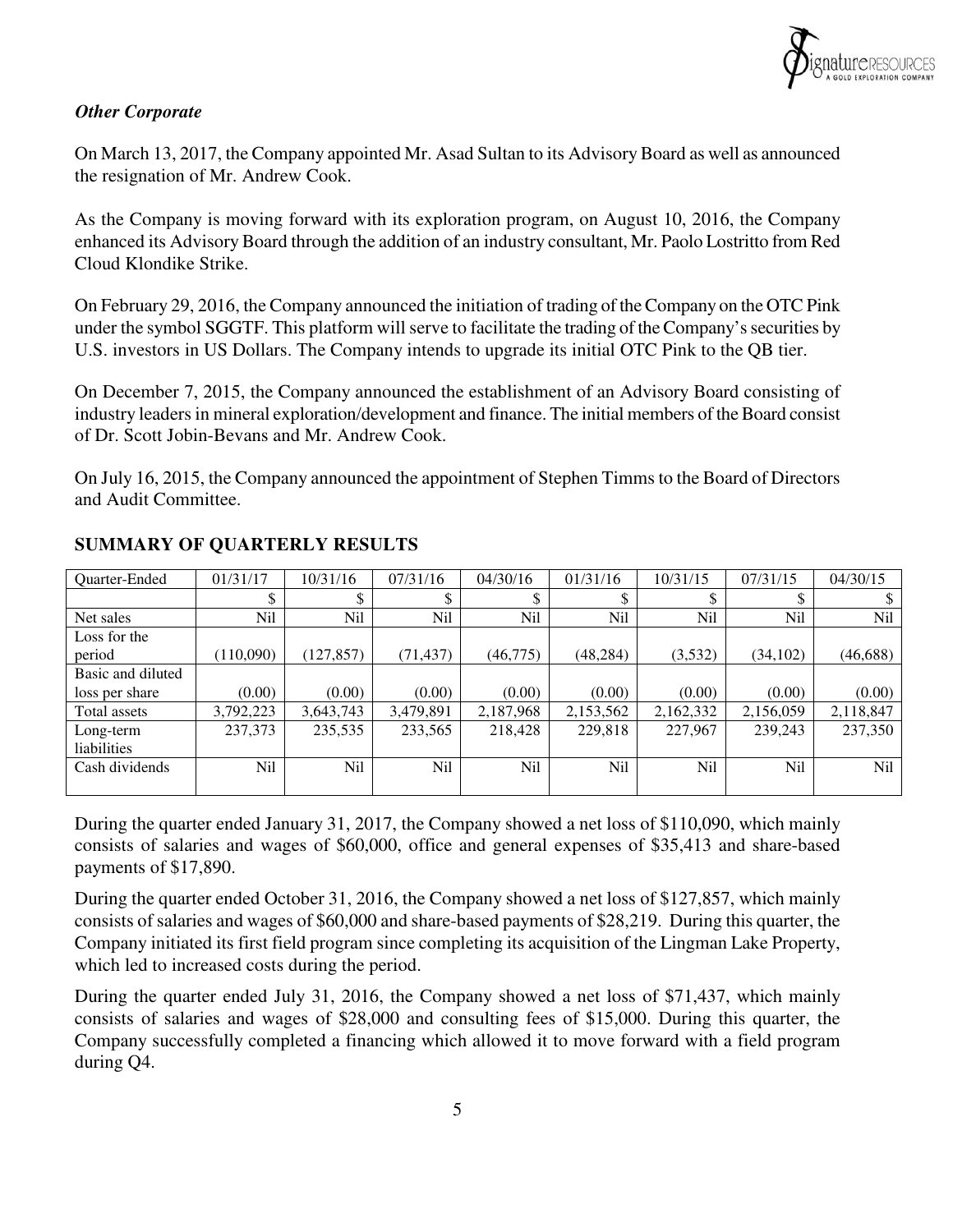### *Other Corporate*

On March 13, 2017, the Company appointed Mr. Asad Sultan to its Advisory Board as well as announced the resignation of Mr. Andrew Cook.

As the Company is moving forward with its exploration program, on August 10, 2016, the Company enhanced its Advisory Board through the addition of an industry consultant, Mr. Paolo Lostritto from Red Cloud Klondike Strike.

On February 29, 2016, the Company announced the initiation of trading of the Company on the OTC Pink under the symbol SGGTF. This platform will serve to facilitate the trading of the Company's securities by U.S. investors in US Dollars. The Company intends to upgrade its initial OTC Pink to the QB tier.

On December 7, 2015, the Company announced the establishment of an Advisory Board consisting of industry leaders in mineral exploration/development and finance. The initial members of the Board consist of Dr. Scott Jobin-Bevans and Mr. Andrew Cook.

On July 16, 2015, the Company announced the appointment of Stephen Timms to the Board of Directors and Audit Committee.

## SUMMARY OF QUARTERLY RESULTS

| Quarter-Ended | 01/31/17 | 10/31/16 | 07/31/16 | 04/30/16 | 01/31/16 | 10/31/15 | 07/31/15 | 04/30/15 |
|---|---|---|---|---|---|---|---|---|
| | $ | $ | $ | $ | $ | $ | $ | $ |
| Net sales | Nil | Nil | Nil | Nil | Nil | Nil | Nil | Nil |
| Loss for the period | (110,090) | (127,857) | (71,437) | (46,775) | (48,284) | (3,532) | (34,102) | (46,688) |
| Basic and diluted loss per share | (0.00) | (0.00) | (0.00) | (0.00) | (0.00) | (0.00) | (0.00) | (0.00) |
| Total assets | 3,792,223 | 3,643,743 | 3,479,891 | 2,187,968 | 2,153,562 | 2,162,332 | 2,156,059 | 2,118,847 |
| Long-term liabilities | 237,373 | 235,535 | 233,565 | 218,428 | 229,818 | 227,967 | 239,243 | 237,350 |
| Cash dividends | Nil | Nil | Nil | Nil | Nil | Nil | Nil | Nil |

During the quarter ended January 31, 2017, the Company showed a net loss of $110,090, which mainly consists of salaries and wages of $60,000, office and general expenses of $35,413 and share-based payments of $17,890.

During the quarter ended October 31, 2016, the Company showed a net loss of $127,857, which mainly consists of salaries and wages of $60,000 and share-based payments of $28,219. During this quarter, the Company initiated its first field program since completing its acquisition of the Lingman Lake Property, which led to increased costs during the period.

During the quarter ended July 31, 2016, the Company showed a net loss of $71,437, which mainly consists of salaries and wages of $28,000 and consulting fees of $15,000. During this quarter, the Company successfully completed a financing which allowed it to move forward with a field program during Q4.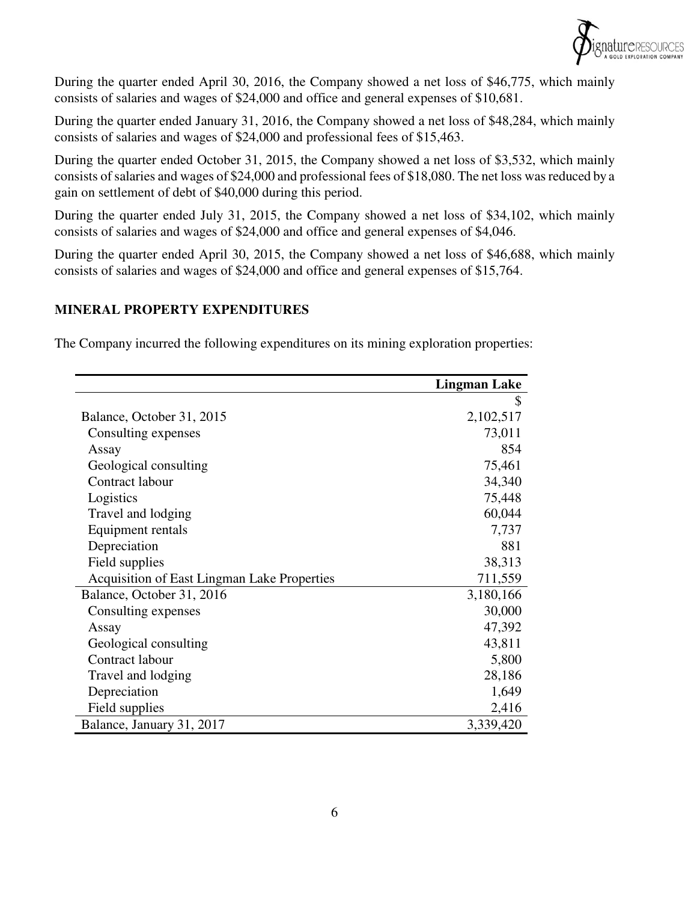During the quarter ended April 30, 2016, the Company showed a net loss of $46,775, which mainly consists of salaries and wages of $24,000 and office and general expenses of $10,681.

During the quarter ended January 31, 2016, the Company showed a net loss of $48,284, which mainly consists of salaries and wages of $24,000 and professional fees of $15,463.

During the quarter ended October 31, 2015, the Company showed a net loss of $3,532, which mainly consists of salaries and wages of $24,000 and professional fees of $18,080. The net loss was reduced by a gain on settlement of debt of $40,000 during this period.

During the quarter ended July 31, 2015, the Company showed a net loss of $34,102, which mainly consists of salaries and wages of $24,000 and office and general expenses of $4,046.

During the quarter ended April 30, 2015, the Company showed a net loss of $46,688, which mainly consists of salaries and wages of $24,000 and office and general expenses of $15,764.

## MINERAL PROPERTY EXPENDITURES

The Company incurred the following expenditures on its mining exploration properties:

| | Lingman Lake |
|---|---:|
| | $ |
| Balance, October 31, 2015 | 2,102,517 |
| Consulting expenses | 73,011 |
| Assay | 854 |
| Geological consulting | 75,461 |
| Contract labour | 34,340 |
| Logistics | 75,448 |
| Travel and lodging | 60,044 |
| Equipment rentals | 7,737 |
| Depreciation | 881 |
| Field supplies | 38,313 |
| Acquisition of East Lingman Lake Properties | 711,559 |
| Balance, October 31, 2016 | 3,180,166 |
| Consulting expenses | 30,000 |
| Assay | 47,392 |
| Geological consulting | 43,811 |
| Contract labour | 5,800 |
| Travel and lodging | 28,186 |
| Depreciation | 1,649 |
| Field supplies | 2,416 |
| Balance, January 31, 2017 | 3,339,420 |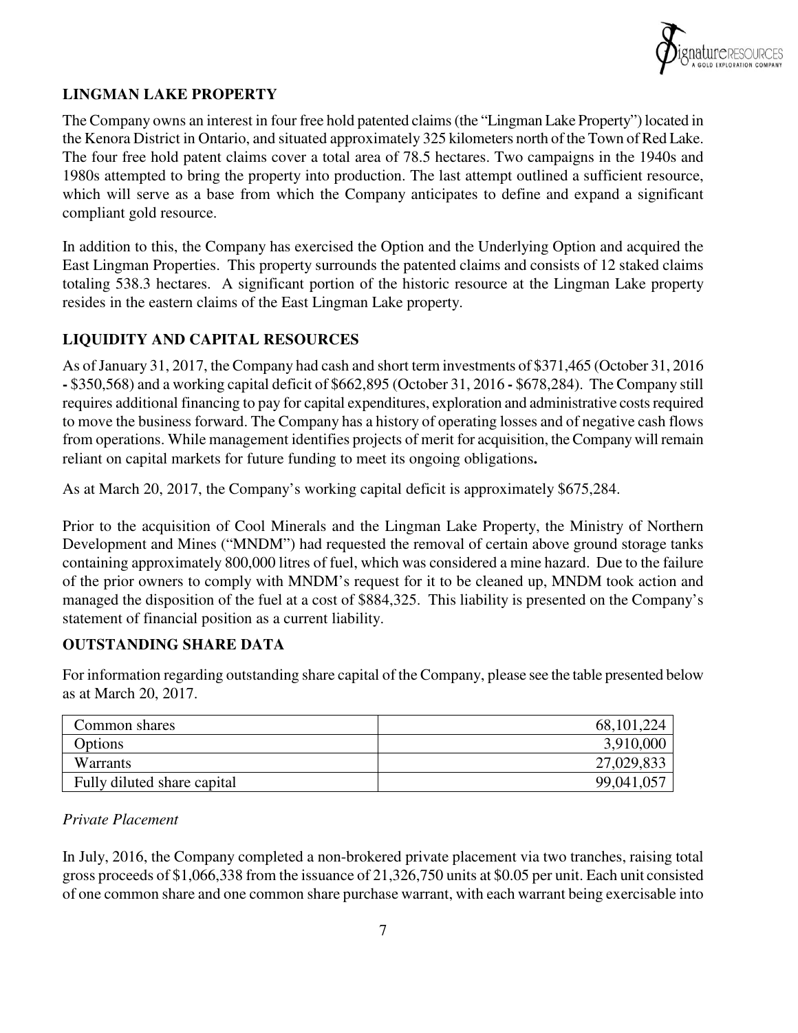## LINGMAN LAKE PROPERTY

The Company owns an interest in four free hold patented claims (the "Lingman Lake Property") located in the Kenora District in Ontario, and situated approximately 325 kilometers north of the Town of Red Lake. The four free hold patent claims cover a total area of 78.5 hectares. Two campaigns in the 1940s and 1980s attempted to bring the property into production. The last attempt outlined a sufficient resource, which will serve as a base from which the Company anticipates to define and expand a significant compliant gold resource.

In addition to this, the Company has exercised the Option and the Underlying Option and acquired the East Lingman Properties. This property surrounds the patented claims and consists of 12 staked claims totaling 538.3 hectares. A significant portion of the historic resource at the Lingman Lake property resides in the eastern claims of the East Lingman Lake property.

## LIQUIDITY AND CAPITAL RESOURCES

As of January 31, 2017, the Company had cash and short term investments of $371,465 (October 31, 2016 **-** $350,568) and a working capital deficit of $662,895 (October 31, 2016 **-** $678,284). The Company still requires additional financing to pay for capital expenditures, exploration and administrative costs required to move the business forward. The Company has a history of operating losses and of negative cash flows from operations. While management identifies projects of merit for acquisition, the Company will remain reliant on capital markets for future funding to meet its ongoing obligations**.**

As at March 20, 2017, the Company's working capital deficit is approximately $675,284.

Prior to the acquisition of Cool Minerals and the Lingman Lake Property, the Ministry of Northern Development and Mines ("MNDM") had requested the removal of certain above ground storage tanks containing approximately 800,000 litres of fuel, which was considered a mine hazard. Due to the failure of the prior owners to comply with MNDM's request for it to be cleaned up, MNDM took action and managed the disposition of the fuel at a cost of $884,325. This liability is presented on the Company's statement of financial position as a current liability.

## OUTSTANDING SHARE DATA

For information regarding outstanding share capital of the Company, please see the table presented below as at March 20, 2017.

| | |
|---|---:|
| Common shares | 68,101,224 |
| Options | 3,910,000 |
| Warrants | 27,029,833 |
| Fully diluted share capital | 99,041,057 |

*Private Placement*

In July, 2016, the Company completed a non-brokered private placement via two tranches, raising total gross proceeds of $1,066,338 from the issuance of 21,326,750 units at $0.05 per unit. Each unit consisted of one common share and one common share purchase warrant, with each warrant being exercisable into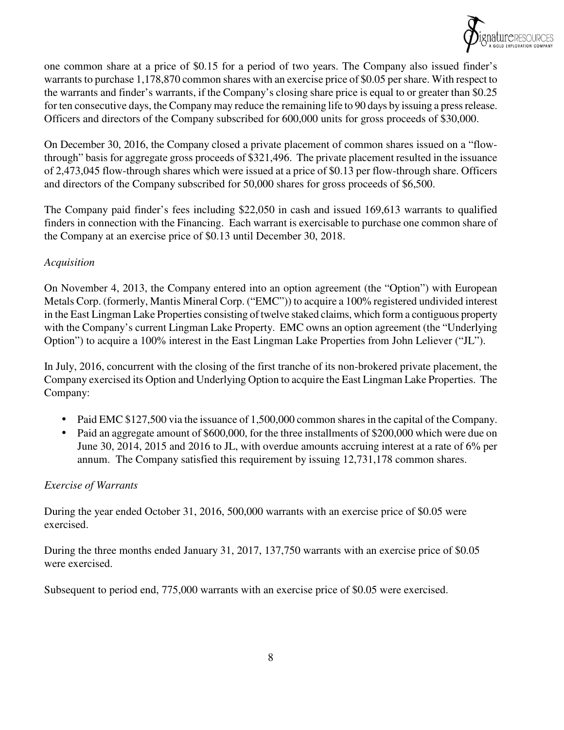one common share at a price of $0.15 for a period of two years. The Company also issued finder's warrants to purchase 1,178,870 common shares with an exercise price of $0.05 per share. With respect to the warrants and finder's warrants, if the Company's closing share price is equal to or greater than $0.25 for ten consecutive days, the Company may reduce the remaining life to 90 days by issuing a press release. Officers and directors of the Company subscribed for 600,000 units for gross proceeds of $30,000.

On December 30, 2016, the Company closed a private placement of common shares issued on a "flow-through" basis for aggregate gross proceeds of $321,496. The private placement resulted in the issuance of 2,473,045 flow-through shares which were issued at a price of $0.13 per flow-through share. Officers and directors of the Company subscribed for 50,000 shares for gross proceeds of $6,500.

The Company paid finder's fees including $22,050 in cash and issued 169,613 warrants to qualified finders in connection with the Financing. Each warrant is exercisable to purchase one common share of the Company at an exercise price of $0.13 until December 30, 2018.

*Acquisition*

On November 4, 2013, the Company entered into an option agreement (the "Option") with European Metals Corp. (formerly, Mantis Mineral Corp. ("EMC")) to acquire a 100% registered undivided interest in the East Lingman Lake Properties consisting of twelve staked claims, which form a contiguous property with the Company's current Lingman Lake Property. EMC owns an option agreement (the "Underlying Option") to acquire a 100% interest in the East Lingman Lake Properties from John Lelievre ("JL").

In July, 2016, concurrent with the closing of the first tranche of its non-brokered private placement, the Company exercised its Option and Underlying Option to acquire the East Lingman Lake Properties. The Company:

- Paid EMC $127,500 via the issuance of 1,500,000 common shares in the capital of the Company.
- Paid an aggregate amount of $600,000, for the three installments of $200,000 which were due on June 30, 2014, 2015 and 2016 to JL, with overdue amounts accruing interest at a rate of 6% per annum. The Company satisfied this requirement by issuing 12,731,178 common shares.

*Exercise of Warrants*

During the year ended October 31, 2016, 500,000 warrants with an exercise price of $0.05 were exercised.

During the three months ended January 31, 2017, 137,750 warrants with an exercise price of $0.05 were exercised.

Subsequent to period end, 775,000 warrants with an exercise price of $0.05 were exercised.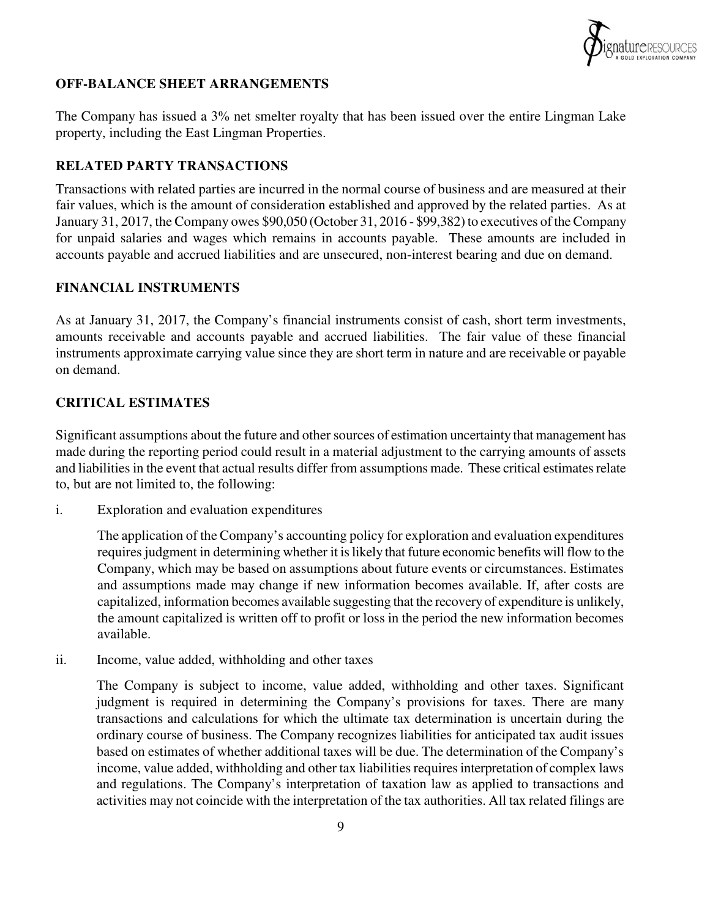## OFF-BALANCE SHEET ARRANGEMENTS

The Company has issued a 3% net smelter royalty that has been issued over the entire Lingman Lake property, including the East Lingman Properties.

## RELATED PARTY TRANSACTIONS

Transactions with related parties are incurred in the normal course of business and are measured at their fair values, which is the amount of consideration established and approved by the related parties. As at January 31, 2017, the Company owes $90,050 (October 31, 2016 - $99,382) to executives of the Company for unpaid salaries and wages which remains in accounts payable. These amounts are included in accounts payable and accrued liabilities and are unsecured, non-interest bearing and due on demand.

## FINANCIAL INSTRUMENTS

As at January 31, 2017, the Company's financial instruments consist of cash, short term investments, amounts receivable and accounts payable and accrued liabilities. The fair value of these financial instruments approximate carrying value since they are short term in nature and are receivable or payable on demand.

## CRITICAL ESTIMATES

Significant assumptions about the future and other sources of estimation uncertainty that management has made during the reporting period could result in a material adjustment to the carrying amounts of assets and liabilities in the event that actual results differ from assumptions made. These critical estimates relate to, but are not limited to, the following:

i. Exploration and evaluation expenditures

   The application of the Company's accounting policy for exploration and evaluation expenditures requires judgment in determining whether it is likely that future economic benefits will flow to the Company, which may be based on assumptions about future events or circumstances. Estimates and assumptions made may change if new information becomes available. If, after costs are capitalized, information becomes available suggesting that the recovery of expenditure is unlikely, the amount capitalized is written off to profit or loss in the period the new information becomes available.

ii. Income, value added, withholding and other taxes

   The Company is subject to income, value added, withholding and other taxes. Significant judgment is required in determining the Company's provisions for taxes. There are many transactions and calculations for which the ultimate tax determination is uncertain during the ordinary course of business. The Company recognizes liabilities for anticipated tax audit issues based on estimates of whether additional taxes will be due. The determination of the Company's income, value added, withholding and other tax liabilities requires interpretation of complex laws and regulations. The Company's interpretation of taxation law as applied to transactions and activities may not coincide with the interpretation of the tax authorities. All tax related filings are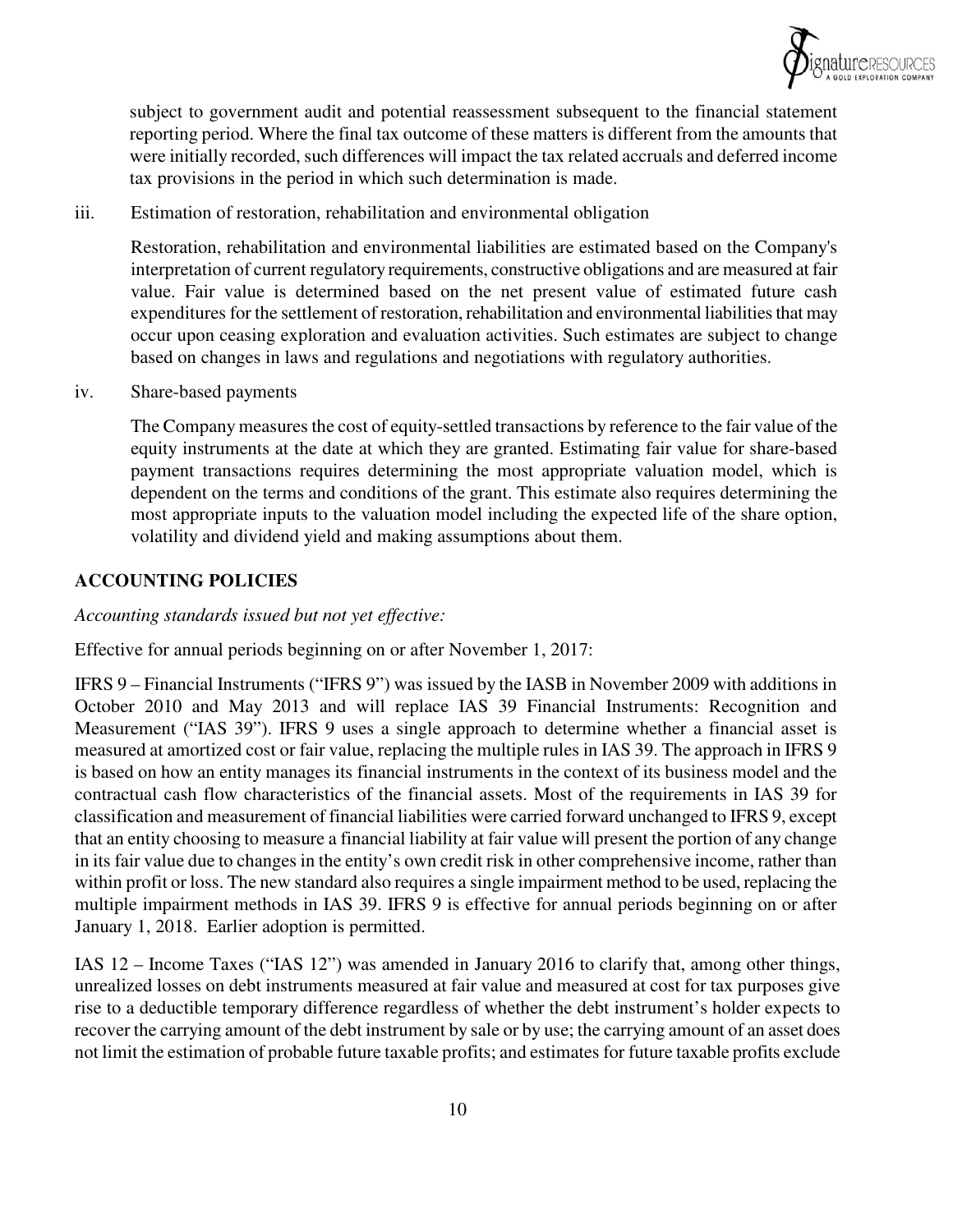subject to government audit and potential reassessment subsequent to the financial statement reporting period. Where the final tax outcome of these matters is different from the amounts that were initially recorded, such differences will impact the tax related accruals and deferred income tax provisions in the period in which such determination is made.

iii. Estimation of restoration, rehabilitation and environmental obligation

Restoration, rehabilitation and environmental liabilities are estimated based on the Company's interpretation of current regulatory requirements, constructive obligations and are measured at fair value. Fair value is determined based on the net present value of estimated future cash expenditures for the settlement of restoration, rehabilitation and environmental liabilities that may occur upon ceasing exploration and evaluation activities. Such estimates are subject to change based on changes in laws and regulations and negotiations with regulatory authorities.

iv. Share-based payments

The Company measures the cost of equity-settled transactions by reference to the fair value of the equity instruments at the date at which they are granted. Estimating fair value for share-based payment transactions requires determining the most appropriate valuation model, which is dependent on the terms and conditions of the grant. This estimate also requires determining the most appropriate inputs to the valuation model including the expected life of the share option, volatility and dividend yield and making assumptions about them.

## ACCOUNTING POLICIES

*Accounting standards issued but not yet effective:*

Effective for annual periods beginning on or after November 1, 2017:

IFRS 9 – Financial Instruments ("IFRS 9") was issued by the IASB in November 2009 with additions in October 2010 and May 2013 and will replace IAS 39 Financial Instruments: Recognition and Measurement ("IAS 39"). IFRS 9 uses a single approach to determine whether a financial asset is measured at amortized cost or fair value, replacing the multiple rules in IAS 39. The approach in IFRS 9 is based on how an entity manages its financial instruments in the context of its business model and the contractual cash flow characteristics of the financial assets. Most of the requirements in IAS 39 for classification and measurement of financial liabilities were carried forward unchanged to IFRS 9, except that an entity choosing to measure a financial liability at fair value will present the portion of any change in its fair value due to changes in the entity's own credit risk in other comprehensive income, rather than within profit or loss. The new standard also requires a single impairment method to be used, replacing the multiple impairment methods in IAS 39. IFRS 9 is effective for annual periods beginning on or after January 1, 2018. Earlier adoption is permitted.

IAS 12 – Income Taxes ("IAS 12") was amended in January 2016 to clarify that, among other things, unrealized losses on debt instruments measured at fair value and measured at cost for tax purposes give rise to a deductible temporary difference regardless of whether the debt instrument's holder expects to recover the carrying amount of the debt instrument by sale or by use; the carrying amount of an asset does not limit the estimation of probable future taxable profits; and estimates for future taxable profits exclude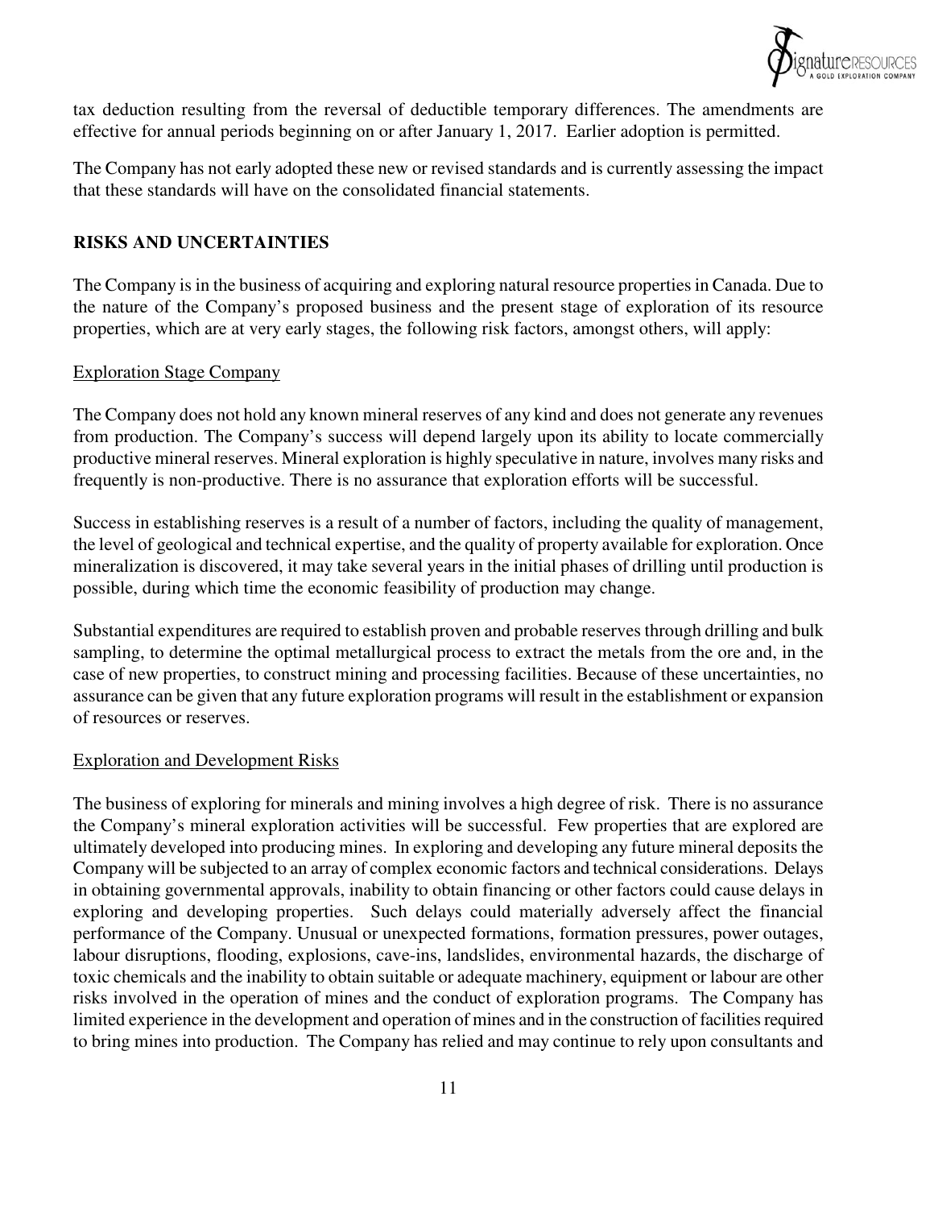tax deduction resulting from the reversal of deductible temporary differences. The amendments are effective for annual periods beginning on or after January 1, 2017. Earlier adoption is permitted.

The Company has not early adopted these new or revised standards and is currently assessing the impact that these standards will have on the consolidated financial statements.

## RISKS AND UNCERTAINTIES

The Company is in the business of acquiring and exploring natural resource properties in Canada. Due to the nature of the Company's proposed business and the present stage of exploration of its resource properties, which are at very early stages, the following risk factors, amongst others, will apply:

### Exploration Stage Company

The Company does not hold any known mineral reserves of any kind and does not generate any revenues from production. The Company's success will depend largely upon its ability to locate commercially productive mineral reserves. Mineral exploration is highly speculative in nature, involves many risks and frequently is non-productive. There is no assurance that exploration efforts will be successful.

Success in establishing reserves is a result of a number of factors, including the quality of management, the level of geological and technical expertise, and the quality of property available for exploration. Once mineralization is discovered, it may take several years in the initial phases of drilling until production is possible, during which time the economic feasibility of production may change.

Substantial expenditures are required to establish proven and probable reserves through drilling and bulk sampling, to determine the optimal metallurgical process to extract the metals from the ore and, in the case of new properties, to construct mining and processing facilities. Because of these uncertainties, no assurance can be given that any future exploration programs will result in the establishment or expansion of resources or reserves.

### Exploration and Development Risks

The business of exploring for minerals and mining involves a high degree of risk. There is no assurance the Company's mineral exploration activities will be successful. Few properties that are explored are ultimately developed into producing mines. In exploring and developing any future mineral deposits the Company will be subjected to an array of complex economic factors and technical considerations. Delays in obtaining governmental approvals, inability to obtain financing or other factors could cause delays in exploring and developing properties. Such delays could materially adversely affect the financial performance of the Company. Unusual or unexpected formations, formation pressures, power outages, labour disruptions, flooding, explosions, cave-ins, landslides, environmental hazards, the discharge of toxic chemicals and the inability to obtain suitable or adequate machinery, equipment or labour are other risks involved in the operation of mines and the conduct of exploration programs. The Company has limited experience in the development and operation of mines and in the construction of facilities required to bring mines into production. The Company has relied and may continue to rely upon consultants and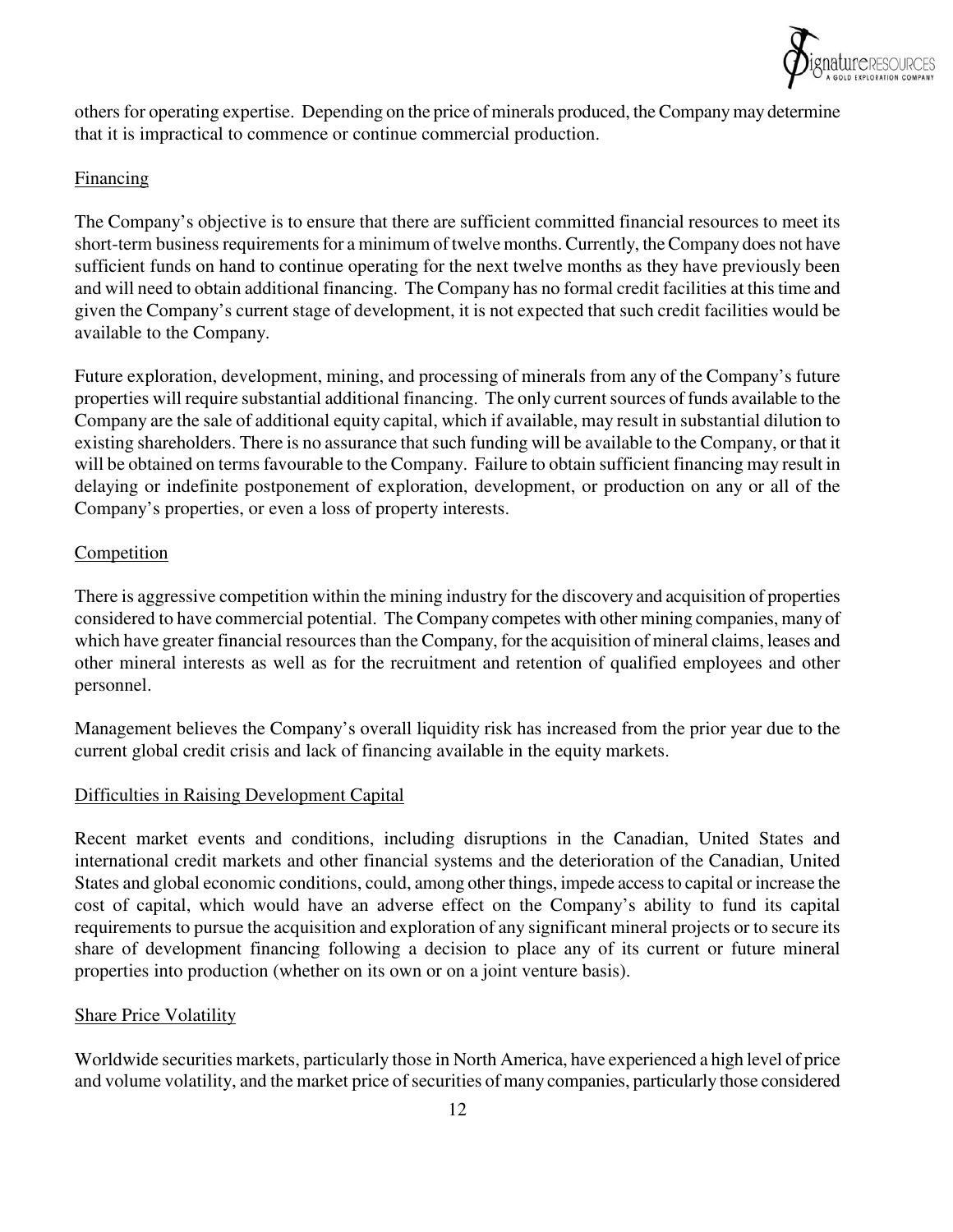others for operating expertise. Depending on the price of minerals produced, the Company may determine that it is impractical to commence or continue commercial production.

### Financing

The Company's objective is to ensure that there are sufficient committed financial resources to meet its short-term business requirements for a minimum of twelve months. Currently, the Company does not have sufficient funds on hand to continue operating for the next twelve months as they have previously been and will need to obtain additional financing. The Company has no formal credit facilities at this time and given the Company's current stage of development, it is not expected that such credit facilities would be available to the Company.

Future exploration, development, mining, and processing of minerals from any of the Company's future properties will require substantial additional financing. The only current sources of funds available to the Company are the sale of additional equity capital, which if available, may result in substantial dilution to existing shareholders. There is no assurance that such funding will be available to the Company, or that it will be obtained on terms favourable to the Company. Failure to obtain sufficient financing may result in delaying or indefinite postponement of exploration, development, or production on any or all of the Company's properties, or even a loss of property interests.

### Competition

There is aggressive competition within the mining industry for the discovery and acquisition of properties considered to have commercial potential. The Company competes with other mining companies, many of which have greater financial resources than the Company, for the acquisition of mineral claims, leases and other mineral interests as well as for the recruitment and retention of qualified employees and other personnel.

Management believes the Company's overall liquidity risk has increased from the prior year due to the current global credit crisis and lack of financing available in the equity markets.

### Difficulties in Raising Development Capital

Recent market events and conditions, including disruptions in the Canadian, United States and international credit markets and other financial systems and the deterioration of the Canadian, United States and global economic conditions, could, among other things, impede access to capital or increase the cost of capital, which would have an adverse effect on the Company's ability to fund its capital requirements to pursue the acquisition and exploration of any significant mineral projects or to secure its share of development financing following a decision to place any of its current or future mineral properties into production (whether on its own or on a joint venture basis).

### Share Price Volatility

Worldwide securities markets, particularly those in North America, have experienced a high level of price and volume volatility, and the market price of securities of many companies, particularly those considered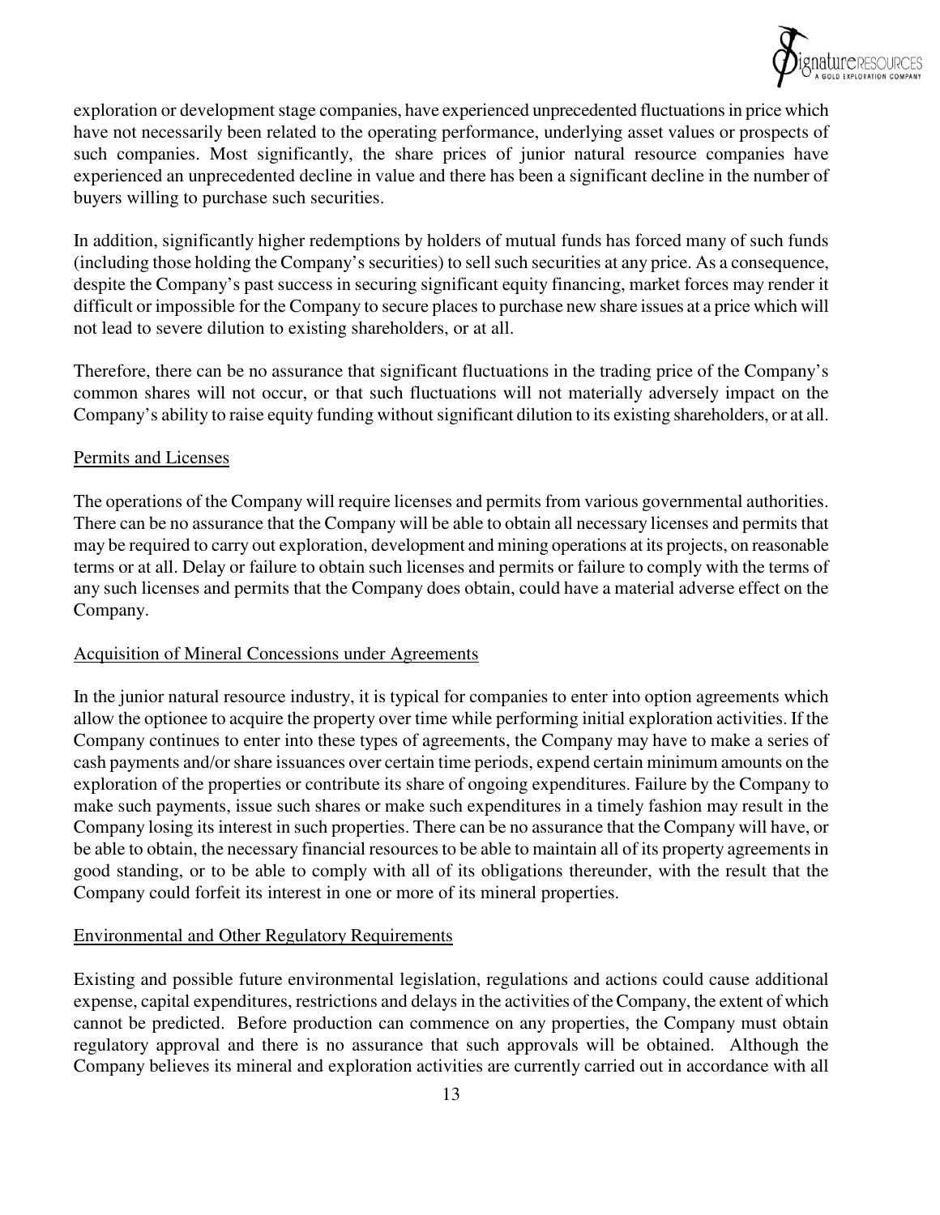exploration or development stage companies, have experienced unprecedented fluctuations in price which have not necessarily been related to the operating performance, underlying asset values or prospects of such companies. Most significantly, the share prices of junior natural resource companies have experienced an unprecedented decline in value and there has been a significant decline in the number of buyers willing to purchase such securities.

In addition, significantly higher redemptions by holders of mutual funds has forced many of such funds (including those holding the Company's securities) to sell such securities at any price. As a consequence, despite the Company's past success in securing significant equity financing, market forces may render it difficult or impossible for the Company to secure places to purchase new share issues at a price which will not lead to severe dilution to existing shareholders, or at all.

Therefore, there can be no assurance that significant fluctuations in the trading price of the Company's common shares will not occur, or that such fluctuations will not materially adversely impact on the Company's ability to raise equity funding without significant dilution to its existing shareholders, or at all.

## Permits and Licenses

The operations of the Company will require licenses and permits from various governmental authorities. There can be no assurance that the Company will be able to obtain all necessary licenses and permits that may be required to carry out exploration, development and mining operations at its projects, on reasonable terms or at all. Delay or failure to obtain such licenses and permits or failure to comply with the terms of any such licenses and permits that the Company does obtain, could have a material adverse effect on the Company.

## Acquisition of Mineral Concessions under Agreements

In the junior natural resource industry, it is typical for companies to enter into option agreements which allow the optionee to acquire the property over time while performing initial exploration activities. If the Company continues to enter into these types of agreements, the Company may have to make a series of cash payments and/or share issuances over certain time periods, expend certain minimum amounts on the exploration of the properties or contribute its share of ongoing expenditures. Failure by the Company to make such payments, issue such shares or make such expenditures in a timely fashion may result in the Company losing its interest in such properties. There can be no assurance that the Company will have, or be able to obtain, the necessary financial resources to be able to maintain all of its property agreements in good standing, or to be able to comply with all of its obligations thereunder, with the result that the Company could forfeit its interest in one or more of its mineral properties.

## Environmental and Other Regulatory Requirements

Existing and possible future environmental legislation, regulations and actions could cause additional expense, capital expenditures, restrictions and delays in the activities of the Company, the extent of which cannot be predicted. Before production can commence on any properties, the Company must obtain regulatory approval and there is no assurance that such approvals will be obtained. Although the Company believes its mineral and exploration activities are currently carried out in accordance with all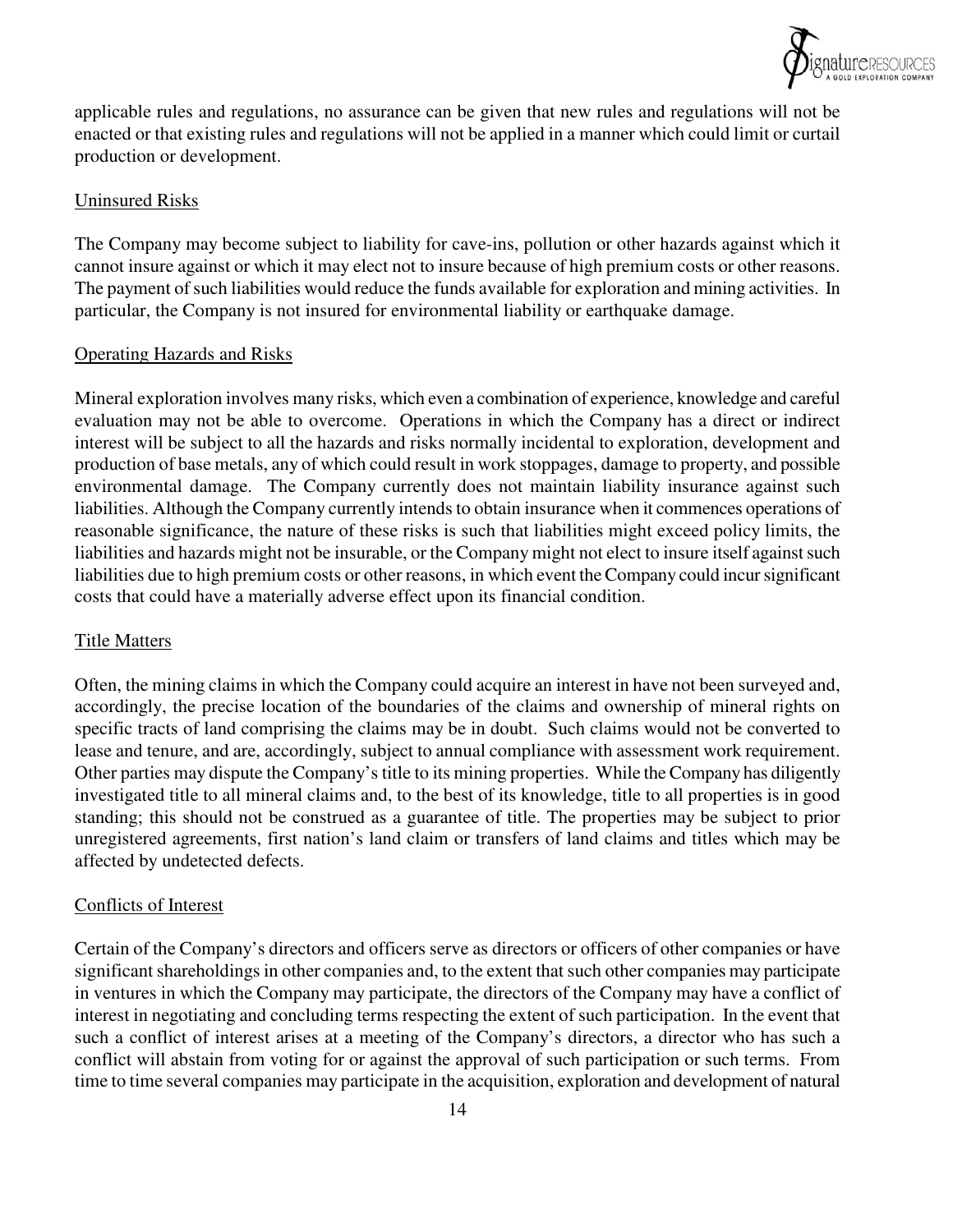applicable rules and regulations, no assurance can be given that new rules and regulations will not be enacted or that existing rules and regulations will not be applied in a manner which could limit or curtail production or development.

### Uninsured Risks

The Company may become subject to liability for cave-ins, pollution or other hazards against which it cannot insure against or which it may elect not to insure because of high premium costs or other reasons. The payment of such liabilities would reduce the funds available for exploration and mining activities. In particular, the Company is not insured for environmental liability or earthquake damage.

### Operating Hazards and Risks

Mineral exploration involves many risks, which even a combination of experience, knowledge and careful evaluation may not be able to overcome. Operations in which the Company has a direct or indirect interest will be subject to all the hazards and risks normally incidental to exploration, development and production of base metals, any of which could result in work stoppages, damage to property, and possible environmental damage. The Company currently does not maintain liability insurance against such liabilities. Although the Company currently intends to obtain insurance when it commences operations of reasonable significance, the nature of these risks is such that liabilities might exceed policy limits, the liabilities and hazards might not be insurable, or the Company might not elect to insure itself against such liabilities due to high premium costs or other reasons, in which event the Company could incur significant costs that could have a materially adverse effect upon its financial condition.

### Title Matters

Often, the mining claims in which the Company could acquire an interest in have not been surveyed and, accordingly, the precise location of the boundaries of the claims and ownership of mineral rights on specific tracts of land comprising the claims may be in doubt. Such claims would not be converted to lease and tenure, and are, accordingly, subject to annual compliance with assessment work requirement. Other parties may dispute the Company's title to its mining properties. While the Company has diligently investigated title to all mineral claims and, to the best of its knowledge, title to all properties is in good standing; this should not be construed as a guarantee of title. The properties may be subject to prior unregistered agreements, first nation's land claim or transfers of land claims and titles which may be affected by undetected defects.

### Conflicts of Interest

Certain of the Company's directors and officers serve as directors or officers of other companies or have significant shareholdings in other companies and, to the extent that such other companies may participate in ventures in which the Company may participate, the directors of the Company may have a conflict of interest in negotiating and concluding terms respecting the extent of such participation. In the event that such a conflict of interest arises at a meeting of the Company's directors, a director who has such a conflict will abstain from voting for or against the approval of such participation or such terms. From time to time several companies may participate in the acquisition, exploration and development of natural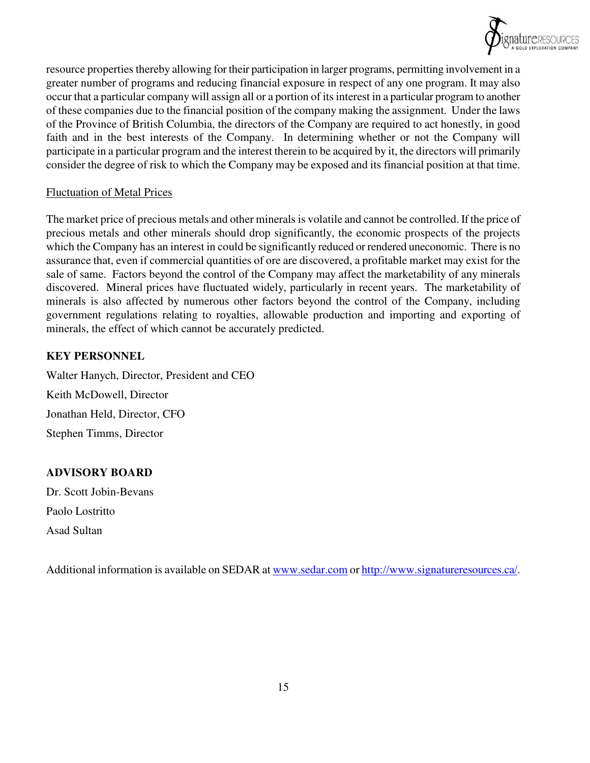resource properties thereby allowing for their participation in larger programs, permitting involvement in a greater number of programs and reducing financial exposure in respect of any one program. It may also occur that a particular company will assign all or a portion of its interest in a particular program to another of these companies due to the financial position of the company making the assignment. Under the laws of the Province of British Columbia, the directors of the Company are required to act honestly, in good faith and in the best interests of the Company. In determining whether or not the Company will participate in a particular program and the interest therein to be acquired by it, the directors will primarily consider the degree of risk to which the Company may be exposed and its financial position at that time.

Fluctuation of Metal Prices

The market price of precious metals and other minerals is volatile and cannot be controlled. If the price of precious metals and other minerals should drop significantly, the economic prospects of the projects which the Company has an interest in could be significantly reduced or rendered uneconomic. There is no assurance that, even if commercial quantities of ore are discovered, a profitable market may exist for the sale of same. Factors beyond the control of the Company may affect the marketability of any minerals discovered. Mineral prices have fluctuated widely, particularly in recent years. The marketability of minerals is also affected by numerous other factors beyond the control of the Company, including government regulations relating to royalties, allowable production and importing and exporting of minerals, the effect of which cannot be accurately predicted.

## KEY PERSONNEL

Walter Hanych, Director, President and CEO

Keith McDowell, Director

Jonathan Held, Director, CFO

Stephen Timms, Director

## ADVISORY BOARD

Dr. Scott Jobin-Bevans

Paolo Lostritto

Asad Sultan

Additional information is available on SEDAR at www.sedar.com or http://www.signatureresources.ca/.